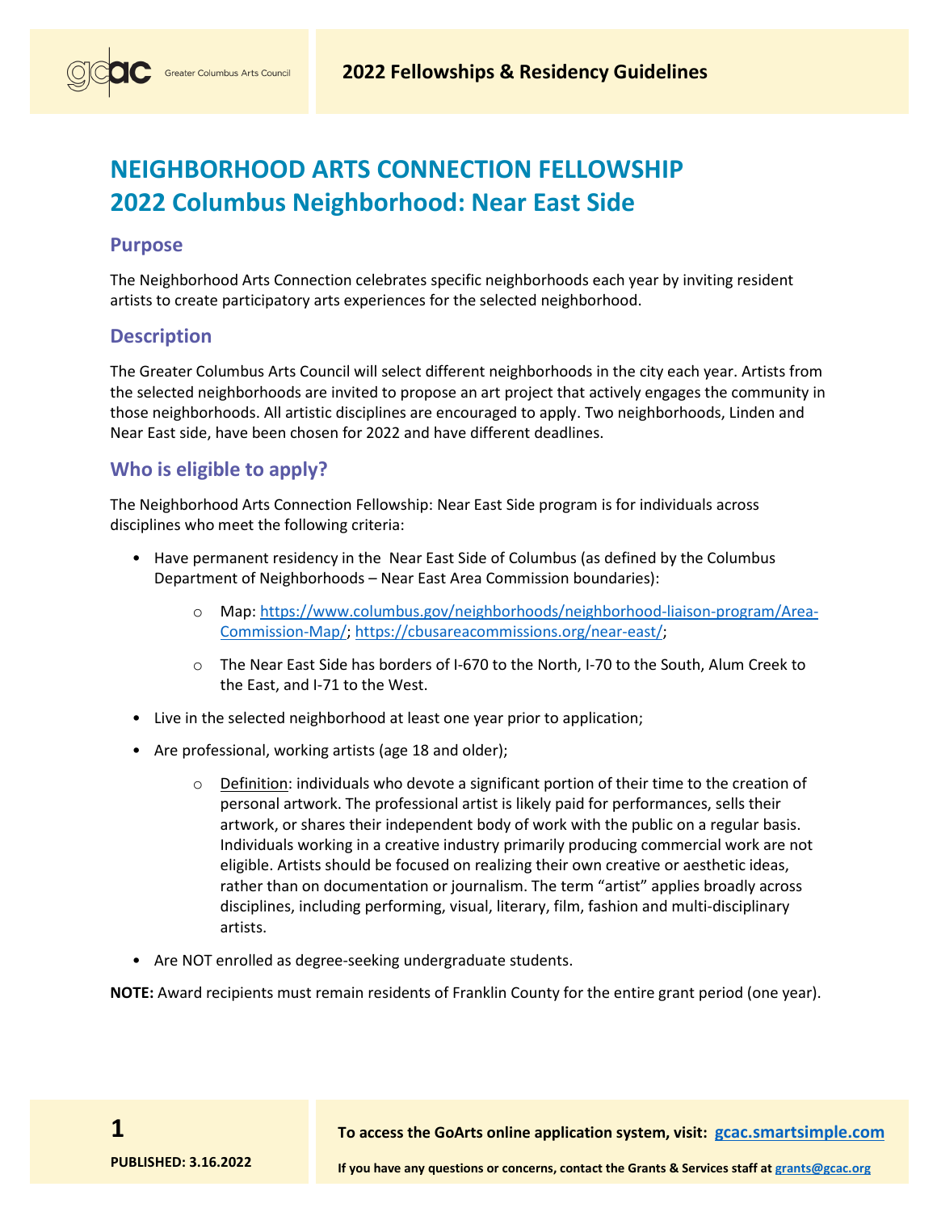# NEIGHBORHOOD ARTS CONNECTION FELLOWSHIP
# 2022 Columbus Neighborhood: Near East Side

## Purpose

The Neighborhood Arts Connection celebrates specific neighborhoods each year by inviting resident artists to create participatory arts experiences for the selected neighborhood.

## Description

The Greater Columbus Arts Council will select different neighborhoods in the city each year. Artists from the selected neighborhoods are invited to propose an art project that actively engages the community in those neighborhoods. All artistic disciplines are encouraged to apply. Two neighborhoods, Linden and Near East side, have been chosen for 2022 and have different deadlines.

## Who is eligible to apply?

The Neighborhood Arts Connection Fellowship: Near East Side program is for individuals across disciplines who meet the following criteria:

- Have permanent residency in the Near East Side of Columbus (as defined by the Columbus Department of Neighborhoods – Near East Area Commission boundaries):
  - Map: https://www.columbus.gov/neighborhoods/neighborhood-liaison-program/Area-Commission-Map/; https://cbusareacommissions.org/near-east/;
  - The Near East Side has borders of I-670 to the North, I-70 to the South, Alum Creek to the East, and I-71 to the West.
- Live in the selected neighborhood at least one year prior to application;
- Are professional, working artists (age 18 and older);
  - Definition: individuals who devote a significant portion of their time to the creation of personal artwork. The professional artist is likely paid for performances, sells their artwork, or shares their independent body of work with the public on a regular basis. Individuals working in a creative industry primarily producing commercial work are not eligible. Artists should be focused on realizing their own creative or aesthetic ideas, rather than on documentation or journalism. The term "artist" applies broadly across disciplines, including performing, visual, literary, film, fashion and multi-disciplinary artists.
- Are NOT enrolled as degree-seeking undergraduate students.

**NOTE:** Award recipients must remain residents of Franklin County for the entire grant period (one year).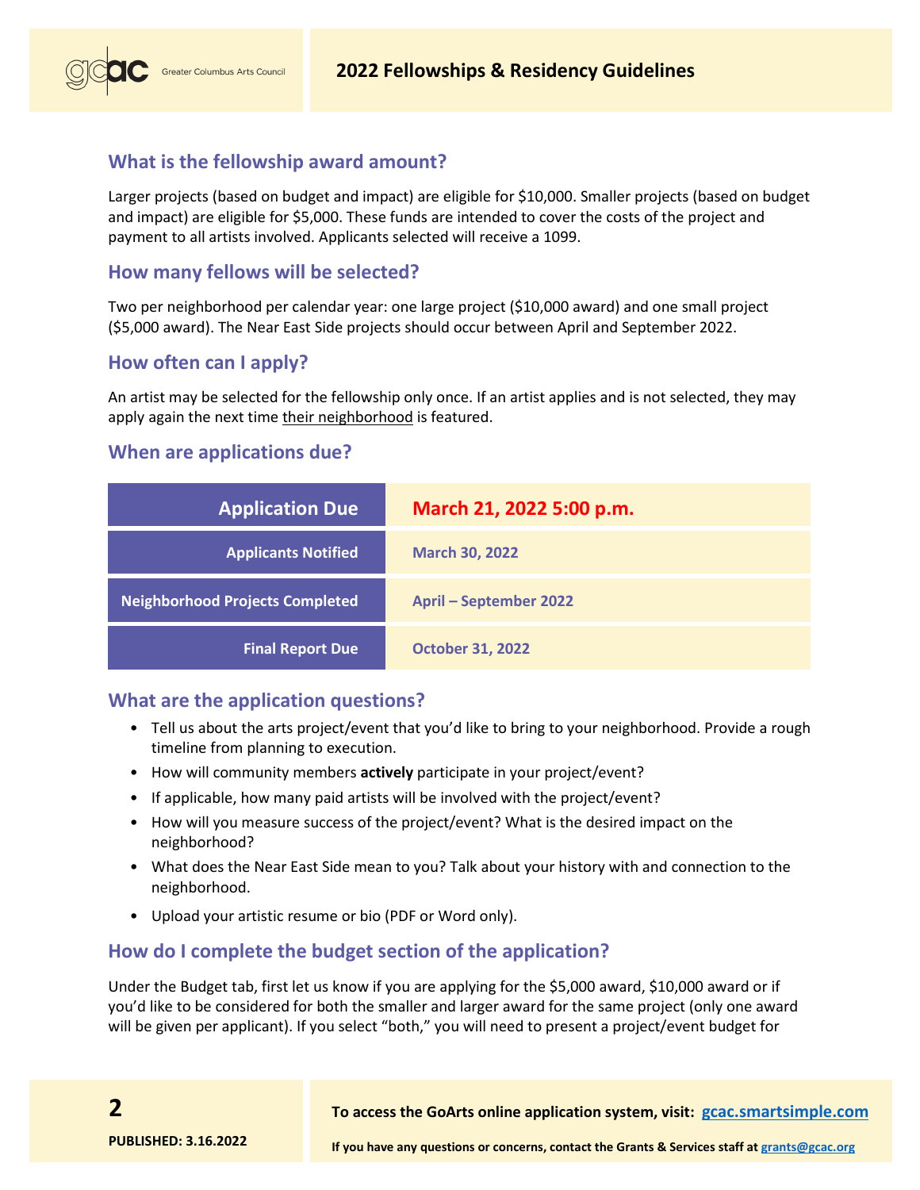## What is the fellowship award amount?

Larger projects (based on budget and impact) are eligible for $10,000. Smaller projects (based on budget and impact) are eligible for $5,000. These funds are intended to cover the costs of the project and payment to all artists involved. Applicants selected will receive a 1099.

## How many fellows will be selected?

Two per neighborhood per calendar year: one large project ($10,000 award) and one small project ($5,000 award). The Near East Side projects should occur between April and September 2022.

## How often can I apply?

An artist may be selected for the fellowship only once. If an artist applies and is not selected, they may apply again the next time their neighborhood is featured.

## When are applications due?

| | |
|---|---|
| **Application Due** | **March 21, 2022 5:00 p.m.** |
| **Applicants Notified** | **March 30, 2022** |
| **Neighborhood Projects Completed** | **April – September 2022** |
| **Final Report Due** | **October 31, 2022** |

## What are the application questions?

- Tell us about the arts project/event that you'd like to bring to your neighborhood. Provide a rough timeline from planning to execution.
- How will community members **actively** participate in your project/event?
- If applicable, how many paid artists will be involved with the project/event?
- How will you measure success of the project/event? What is the desired impact on the neighborhood?
- What does the Near East Side mean to you? Talk about your history with and connection to the neighborhood.
- Upload your artistic resume or bio (PDF or Word only).

## How do I complete the budget section of the application?

Under the Budget tab, first let us know if you are applying for the $5,000 award, $10,000 award or if you'd like to be considered for both the smaller and larger award for the same project (only one award will be given per applicant). If you select "both," you will need to present a project/event budget for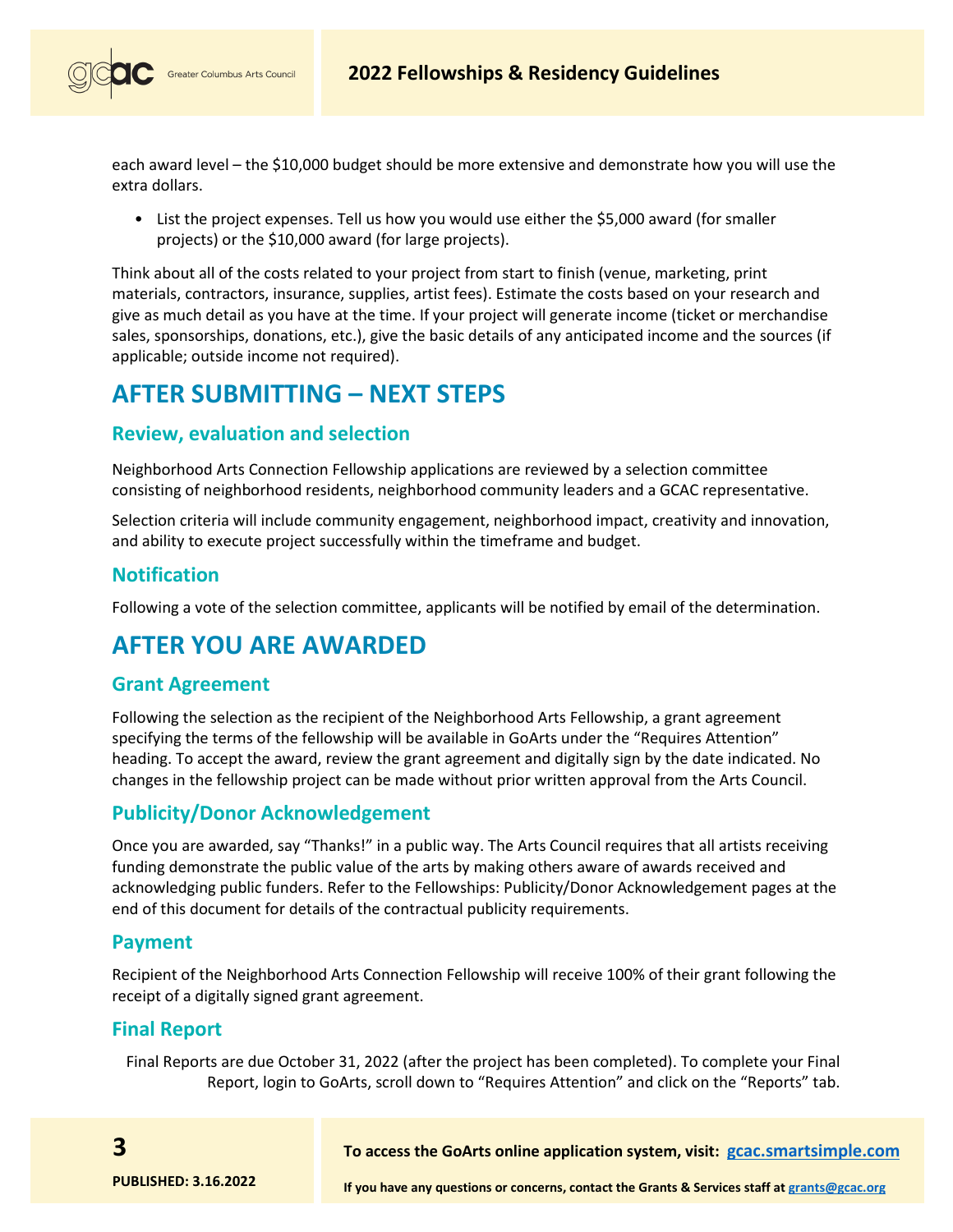each award level – the $10,000 budget should be more extensive and demonstrate how you will use the extra dollars.

- List the project expenses. Tell us how you would use either the $5,000 award (for smaller projects) or the $10,000 award (for large projects).

Think about all of the costs related to your project from start to finish (venue, marketing, print materials, contractors, insurance, supplies, artist fees). Estimate the costs based on your research and give as much detail as you have at the time. If your project will generate income (ticket or merchandise sales, sponsorships, donations, etc.), give the basic details of any anticipated income and the sources (if applicable; outside income not required).

# AFTER SUBMITTING – NEXT STEPS

## Review, evaluation and selection

Neighborhood Arts Connection Fellowship applications are reviewed by a selection committee consisting of neighborhood residents, neighborhood community leaders and a GCAC representative.

Selection criteria will include community engagement, neighborhood impact, creativity and innovation, and ability to execute project successfully within the timeframe and budget.

## Notification

Following a vote of the selection committee, applicants will be notified by email of the determination.

# AFTER YOU ARE AWARDED

## Grant Agreement

Following the selection as the recipient of the Neighborhood Arts Fellowship, a grant agreement specifying the terms of the fellowship will be available in GoArts under the "Requires Attention" heading. To accept the award, review the grant agreement and digitally sign by the date indicated. No changes in the fellowship project can be made without prior written approval from the Arts Council.

## Publicity/Donor Acknowledgement

Once you are awarded, say "Thanks!" in a public way. The Arts Council requires that all artists receiving funding demonstrate the public value of the arts by making others aware of awards received and acknowledging public funders. Refer to the Fellowships: Publicity/Donor Acknowledgement pages at the end of this document for details of the contractual publicity requirements.

## Payment

Recipient of the Neighborhood Arts Connection Fellowship will receive 100% of their grant following the receipt of a digitally signed grant agreement.

## Final Report

Final Reports are due October 31, 2022 (after the project has been completed). To complete your Final Report, login to GoArts, scroll down to "Requires Attention" and click on the "Reports" tab.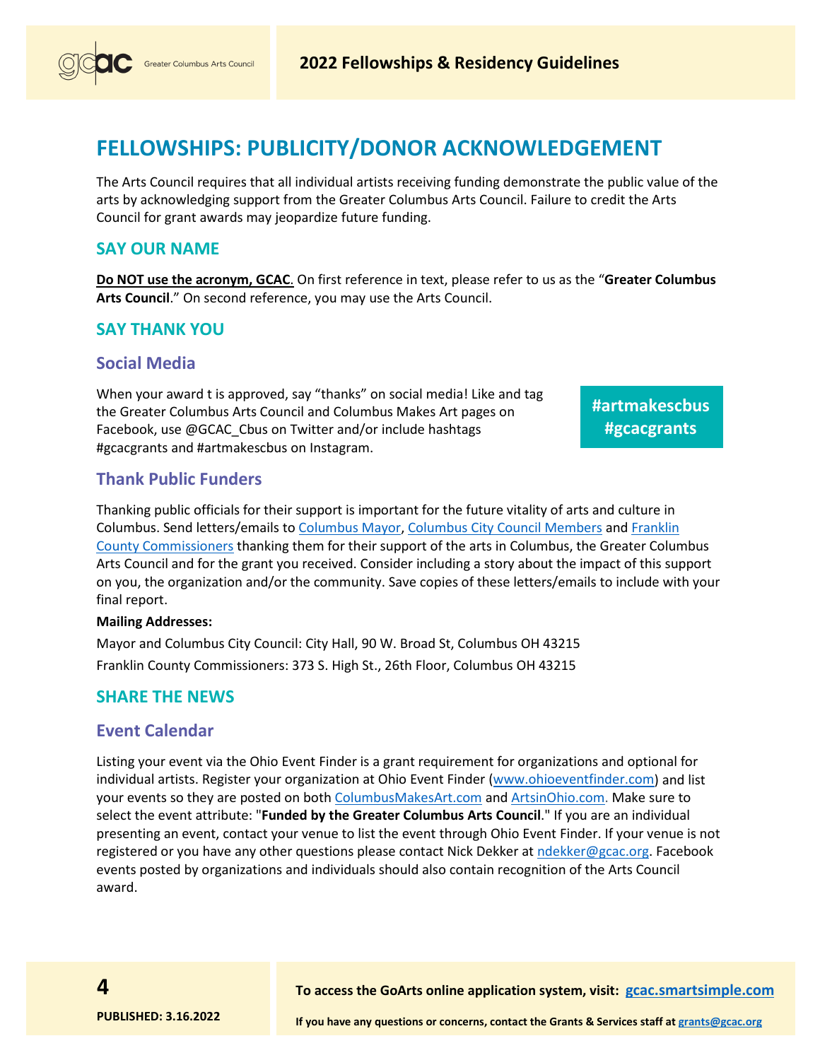## FELLOWSHIPS: PUBLICITY/DONOR ACKNOWLEDGEMENT

The Arts Council requires that all individual artists receiving funding demonstrate the public value of the arts by acknowledging support from the Greater Columbus Arts Council. Failure to credit the Arts Council for grant awards may jeopardize future funding.

### SAY OUR NAME

**Do NOT use the acronym, GCAC**. On first reference in text, please refer to us as the "**Greater Columbus Arts Council**." On second reference, you may use the Arts Council.

### SAY THANK YOU

#### Social Media

When your award t is approved, say "thanks" on social media! Like and tag the Greater Columbus Arts Council and Columbus Makes Art pages on Facebook, use @GCAC_Cbus on Twitter and/or include hashtags #gcacgrants and #artmakescbus on Instagram.

**#artmakescbus**
**#gcacgrants**

#### Thank Public Funders

Thanking public officials for their support is important for the future vitality of arts and culture in Columbus. Send letters/emails to Columbus Mayor, Columbus City Council Members and Franklin County Commissioners thanking them for their support of the arts in Columbus, the Greater Columbus Arts Council and for the grant you received. Consider including a story about the impact of this support on you, the organization and/or the community. Save copies of these letters/emails to include with your final report.

**Mailing Addresses:**

Mayor and Columbus City Council: City Hall, 90 W. Broad St, Columbus OH 43215

Franklin County Commissioners: 373 S. High St., 26th Floor, Columbus OH 43215

### SHARE THE NEWS

#### Event Calendar

Listing your event via the Ohio Event Finder is a grant requirement for organizations and optional for individual artists. Register your organization at Ohio Event Finder (www.ohioeventfinder.com) and list your events so they are posted on both ColumbusMakesArt.com and ArtsinOhio.com. Make sure to select the event attribute: "**Funded by the Greater Columbus Arts Council**." If you are an individual presenting an event, contact your venue to list the event through Ohio Event Finder. If your venue is not registered or you have any other questions please contact Nick Dekker at ndekker@gcac.org. Facebook events posted by organizations and individuals should also contain recognition of the Arts Council award.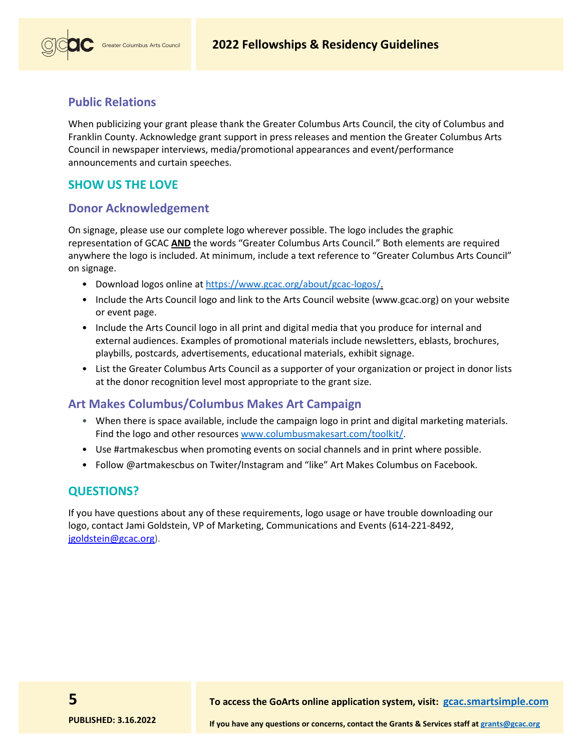## Public Relations

When publicizing your grant please thank the Greater Columbus Arts Council, the city of Columbus and Franklin County. Acknowledge grant support in press releases and mention the Greater Columbus Arts Council in newspaper interviews, media/promotional appearances and event/performance announcements and curtain speeches.

## SHOW US THE LOVE

## Donor Acknowledgement

On signage, please use our complete logo wherever possible. The logo includes the graphic representation of GCAC **AND** the words "Greater Columbus Arts Council." Both elements are required anywhere the logo is included. At minimum, include a text reference to "Greater Columbus Arts Council" on signage.

- Download logos online at https://www.gcac.org/about/gcac-logos/.
- Include the Arts Council logo and link to the Arts Council website (www.gcac.org) on your website or event page.
- Include the Arts Council logo in all print and digital media that you produce for internal and external audiences. Examples of promotional materials include newsletters, eblasts, brochures, playbills, postcards, advertisements, educational materials, exhibit signage.
- List the Greater Columbus Arts Council as a supporter of your organization or project in donor lists at the donor recognition level most appropriate to the grant size.

## Art Makes Columbus/Columbus Makes Art Campaign

- When there is space available, include the campaign logo in print and digital marketing materials. Find the logo and other resources www.columbusmakesart.com/toolkit/.
- Use #artmakescbus when promoting events on social channels and in print where possible.
- Follow @artmakescbus on Twiter/Instagram and "like" Art Makes Columbus on Facebook.

## QUESTIONS?

If you have questions about any of these requirements, logo usage or have trouble downloading our logo, contact Jami Goldstein, VP of Marketing, Communications and Events (614-221-8492, jgoldstein@gcac.org).